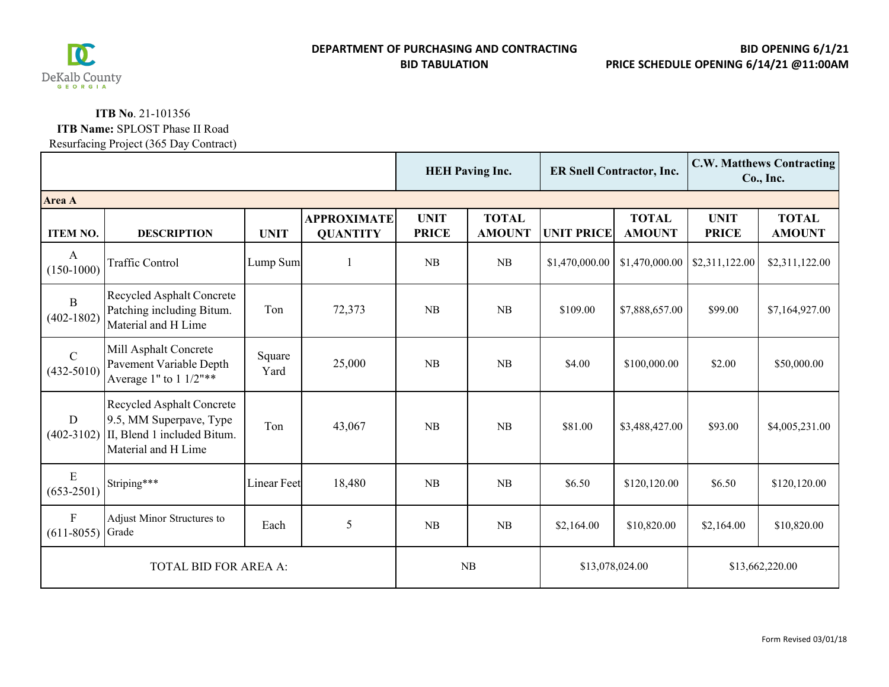DeKalb County GEORGIA

**DEPARTMENT OF PURCHASING AND CONTRACTING**
**BID TABULATION**

**BID OPENING 6/1/21**
**PRICE SCHEDULE OPENING 6/14/21 @11:00AM**

**ITB No**. 21-101356
**ITB Name:** SPLOST Phase II Road Resurfacing Project (365 Day Contract)

| | | | | HEH Paving Inc. | | ER Snell Contractor, Inc. | | C.W. Matthews Contracting Co., Inc. | |
|---|---|---|---|---|---|---|---|---|---|
| **Area A** | | | | | | | | | |
| **ITEM NO.** | **DESCRIPTION** | **UNIT** | **APPROXIMATE QUANTITY** | **UNIT PRICE** | **TOTAL AMOUNT** | **UNIT PRICE** | **TOTAL AMOUNT** | **UNIT PRICE** | **TOTAL AMOUNT** |
| A (150-1000) | Traffic Control | Lump Sum | 1 | NB | NB | $1,470,000.00 | $1,470,000.00 | $2,311,122.00 | $2,311,122.00 |
| B (402-1802) | Recycled Asphalt Concrete Patching including Bitum. Material and H Lime | Ton | 72,373 | NB | NB | $109.00 | $7,888,657.00 | $99.00 | $7,164,927.00 |
| C (432-5010) | Mill Asphalt Concrete Pavement Variable Depth Average 1" to 1 1/2"** | Square Yard | 25,000 | NB | NB | $4.00 | $100,000.00 | $2.00 | $50,000.00 |
| D (402-3102) | Recycled Asphalt Concrete 9.5, MM Superpave, Type II, Blend 1 included Bitum. Material and H Lime | Ton | 43,067 | NB | NB | $81.00 | $3,488,427.00 | $93.00 | $4,005,231.00 |
| E (653-2501) | Striping*** | Linear Feet | 18,480 | NB | NB | $6.50 | $120,120.00 | $6.50 | $120,120.00 |
| F (611-8055) | Adjust Minor Structures to Grade | Each | 5 | NB | NB | $2,164.00 | $10,820.00 | $2,164.00 | $10,820.00 |
| TOTAL BID FOR AREA A: | | | | NB | | $13,078,024.00 | | $13,662,220.00 | |

Form Revised 03/01/18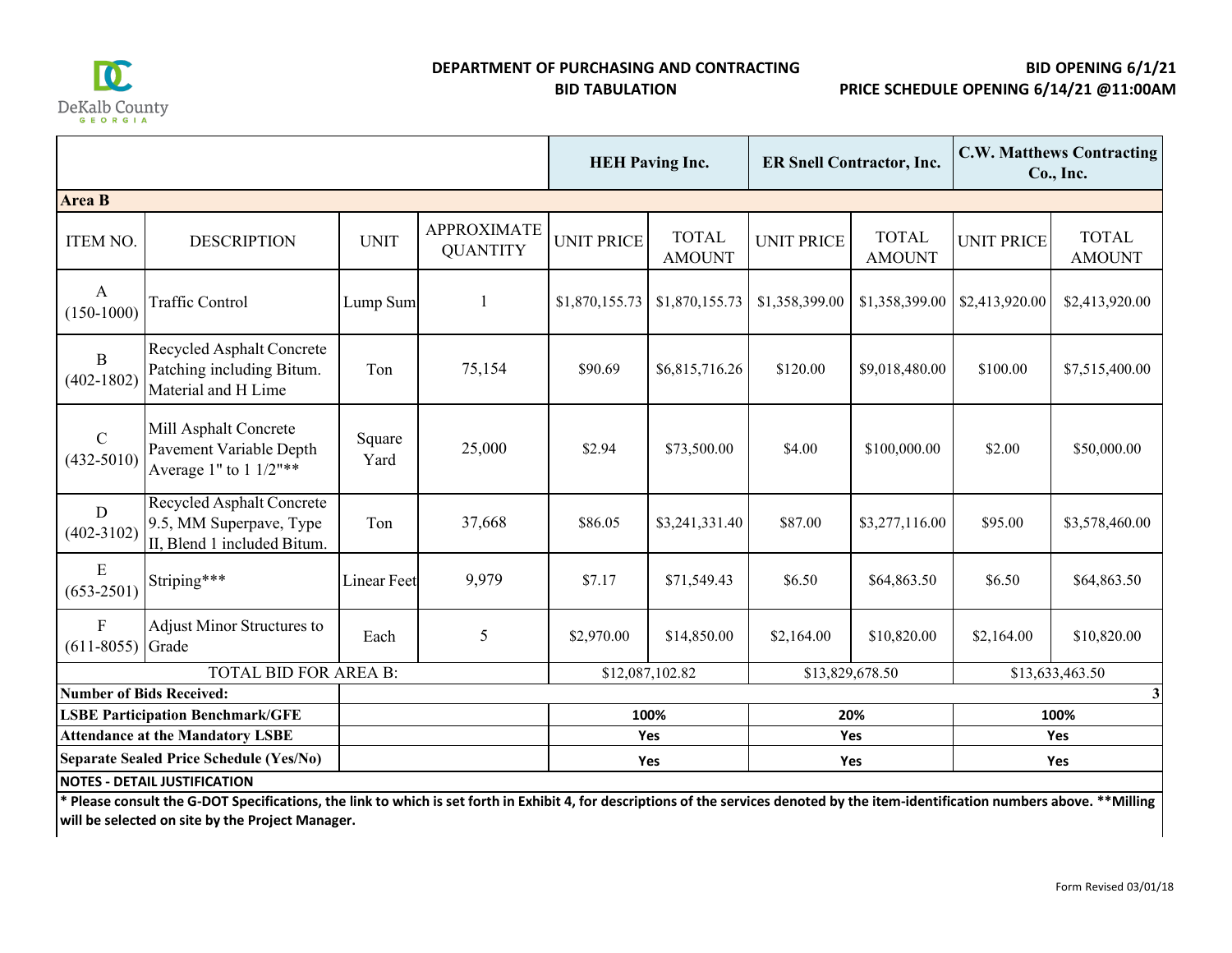DeKalb County GEORGIA

**DEPARTMENT OF PURCHASING AND CONTRACTING**
**BID TABULATION**

**BID OPENING 6/1/21**
**PRICE SCHEDULE OPENING 6/14/21 @11:00AM**

| | | | | **HEH Paving Inc.** | | **ER Snell Contractor, Inc.** | | **C.W. Matthews Contracting Co., Inc.** | |
|---|---|---|---|---|---|---|---|---|---|
| **Area B** | | | | | | | | | |
| ITEM NO. | DESCRIPTION | UNIT | APPROXIMATE QUANTITY | UNIT PRICE | TOTAL AMOUNT | UNIT PRICE | TOTAL AMOUNT | UNIT PRICE | TOTAL AMOUNT |
| A (150-1000) | Traffic Control | Lump Sum | 1 | $1,870,155.73 | $1,870,155.73 | $1,358,399.00 | $1,358,399.00 | $2,413,920.00 | $2,413,920.00 |
| B (402-1802) | Recycled Asphalt Concrete Patching including Bitum. Material and H Lime | Ton | 75,154 | $90.69 | $6,815,716.26 | $120.00 | $9,018,480.00 | $100.00 | $7,515,400.00 |
| C (432-5010) | Mill Asphalt Concrete Pavement Variable Depth Average 1" to 1 1/2"** | Square Yard | 25,000 | $2.94 | $73,500.00 | $4.00 | $100,000.00 | $2.00 | $50,000.00 |
| D (402-3102) | Recycled Asphalt Concrete 9.5, MM Superpave, Type II, Blend 1 included Bitum. | Ton | 37,668 | $86.05 | $3,241,331.40 | $87.00 | $3,277,116.00 | $95.00 | $3,578,460.00 |
| E (653-2501) | Striping*** | Linear Feet | 9,979 | $7.17 | $71,549.43 | $6.50 | $64,863.50 | $6.50 | $64,863.50 |
| F (611-8055) | Adjust Minor Structures to Grade | Each | 5 | $2,970.00 | $14,850.00 | $2,164.00 | $10,820.00 | $2,164.00 | $10,820.00 |
| TOTAL BID FOR AREA B: | | | | $12,087,102.82 | | $13,829,678.50 | | $13,633,463.50 | |
| **Number of Bids Received:** | | | | | | | | | **3** |
| **LSBE Participation Benchmark/GFE** | | | | **100%** | | **20%** | | **100%** | |
| **Attendance at the Mandatory LSBE** | | | | **Yes** | | **Yes** | | **Yes** | |
| **Separate Sealed Price Schedule (Yes/No)** | | | | **Yes** | | **Yes** | | **Yes** | |

**NOTES - DETAIL JUSTIFICATION**

**\* Please consult the G-DOT Specifications, the link to which is set forth in Exhibit 4, for descriptions of the services denoted by the item-identification numbers above. \*\*Milling will be selected on site by the Project Manager.**

Form Revised 03/01/18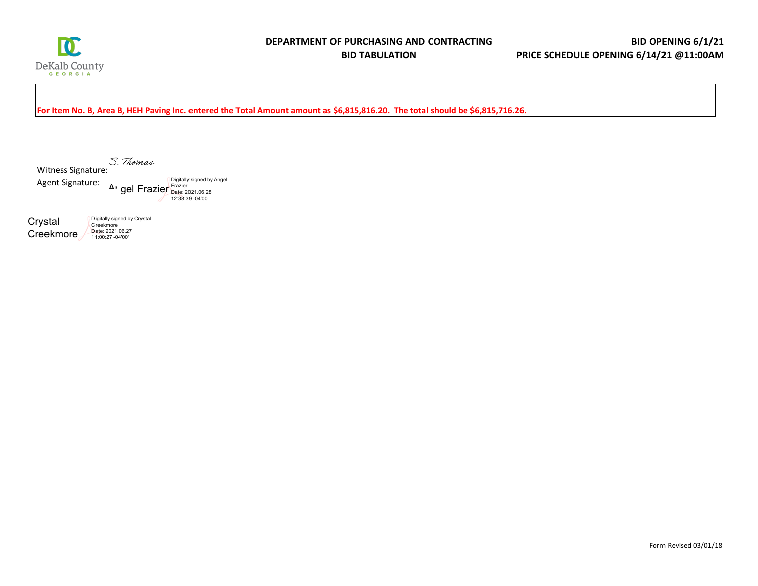DeKalb County
GEORGIA

**DEPARTMENT OF PURCHASING AND CONTRACTING**
**BID TABULATION**

**BID OPENING 6/1/21**
**PRICE SCHEDULE OPENING 6/14/21 @11:00AM**

**For Item No. B, Area B, HEH Paving Inc. entered the Total Amount amount as $6,815,816.20. The total should be $6,815,716.26.**

Witness Signature: S. Thomas

Agent Signature: Angel Frazier Digitally signed by Angel Frazier Date: 2021.06.28 12:38:39 -04'00'

Crystal Creekmore Digitally signed by Crystal Creekmore Date: 2021.06.27 11:00:27 -04'00'

Form Revised 03/01/18